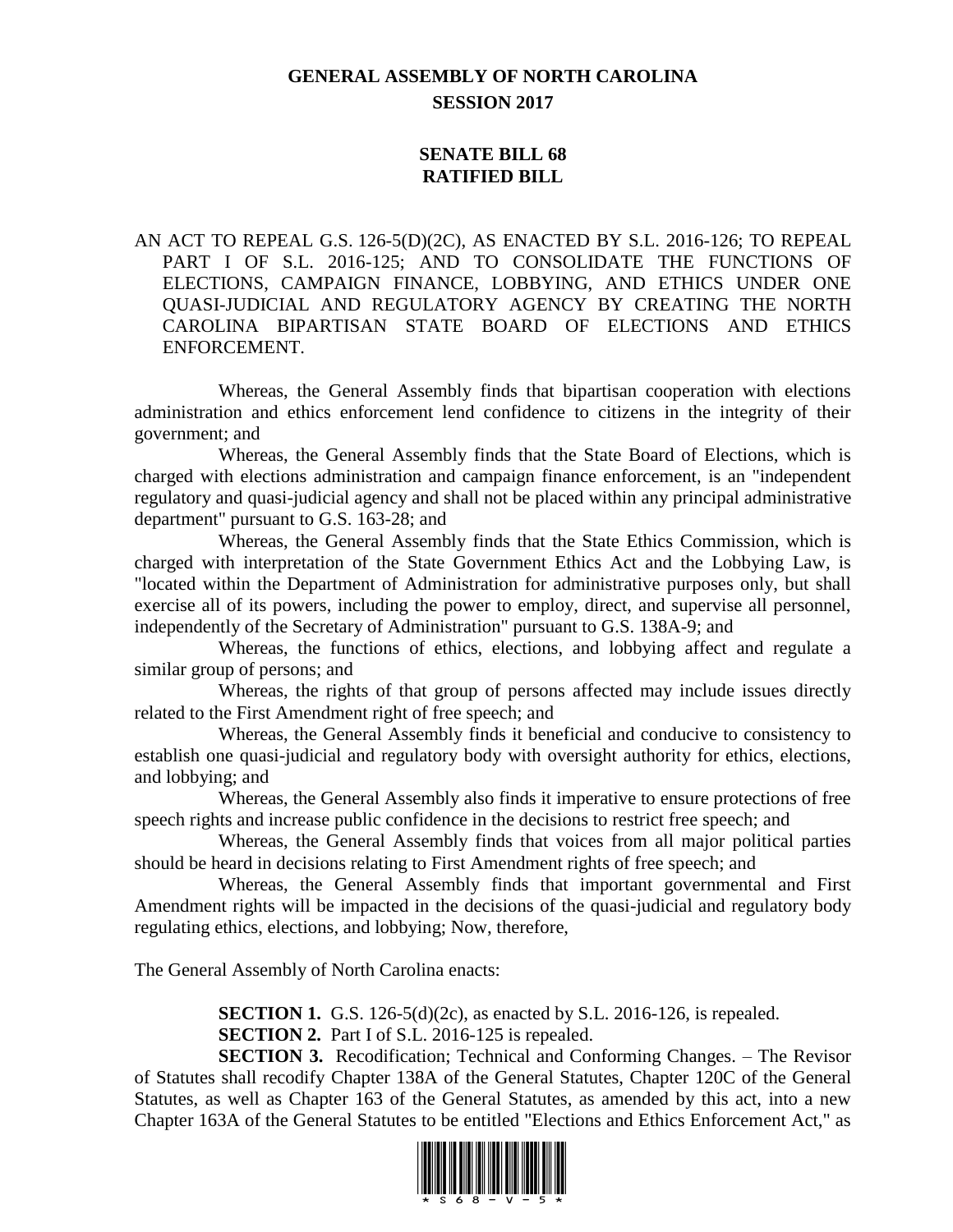# GENERAL ASSEMBLY OF NORTH CAROLINA
## SESSION 2017

## SENATE BILL 68
## RATIFIED BILL

AN ACT TO REPEAL G.S. 126-5(D)(2C), AS ENACTED BY S.L. 2016-126; TO REPEAL PART I OF S.L. 2016-125; AND TO CONSOLIDATE THE FUNCTIONS OF ELECTIONS, CAMPAIGN FINANCE, LOBBYING, AND ETHICS UNDER ONE QUASI-JUDICIAL AND REGULATORY AGENCY BY CREATING THE NORTH CAROLINA BIPARTISAN STATE BOARD OF ELECTIONS AND ETHICS ENFORCEMENT.

Whereas, the General Assembly finds that bipartisan cooperation with elections administration and ethics enforcement lend confidence to citizens in the integrity of their government; and

Whereas, the General Assembly finds that the State Board of Elections, which is charged with elections administration and campaign finance enforcement, is an "independent regulatory and quasi-judicial agency and shall not be placed within any principal administrative department" pursuant to G.S. 163-28; and

Whereas, the General Assembly finds that the State Ethics Commission, which is charged with interpretation of the State Government Ethics Act and the Lobbying Law, is "located within the Department of Administration for administrative purposes only, but shall exercise all of its powers, including the power to employ, direct, and supervise all personnel, independently of the Secretary of Administration" pursuant to G.S. 138A-9; and

Whereas, the functions of ethics, elections, and lobbying affect and regulate a similar group of persons; and

Whereas, the rights of that group of persons affected may include issues directly related to the First Amendment right of free speech; and

Whereas, the General Assembly finds it beneficial and conducive to consistency to establish one quasi-judicial and regulatory body with oversight authority for ethics, elections, and lobbying; and

Whereas, the General Assembly also finds it imperative to ensure protections of free speech rights and increase public confidence in the decisions to restrict free speech; and

Whereas, the General Assembly finds that voices from all major political parties should be heard in decisions relating to First Amendment rights of free speech; and

Whereas, the General Assembly finds that important governmental and First Amendment rights will be impacted in the decisions of the quasi-judicial and regulatory body regulating ethics, elections, and lobbying; Now, therefore,

The General Assembly of North Carolina enacts:

**SECTION 1.** G.S. 126-5(d)(2c), as enacted by S.L. 2016-126, is repealed.

**SECTION 2.** Part I of S.L. 2016-125 is repealed.

**SECTION 3.** Recodification; Technical and Conforming Changes. – The Revisor of Statutes shall recodify Chapter 138A of the General Statutes, Chapter 120C of the General Statutes, as well as Chapter 163 of the General Statutes, as amended by this act, into a new Chapter 163A of the General Statutes to be entitled "Elections and Ethics Enforcement Act," as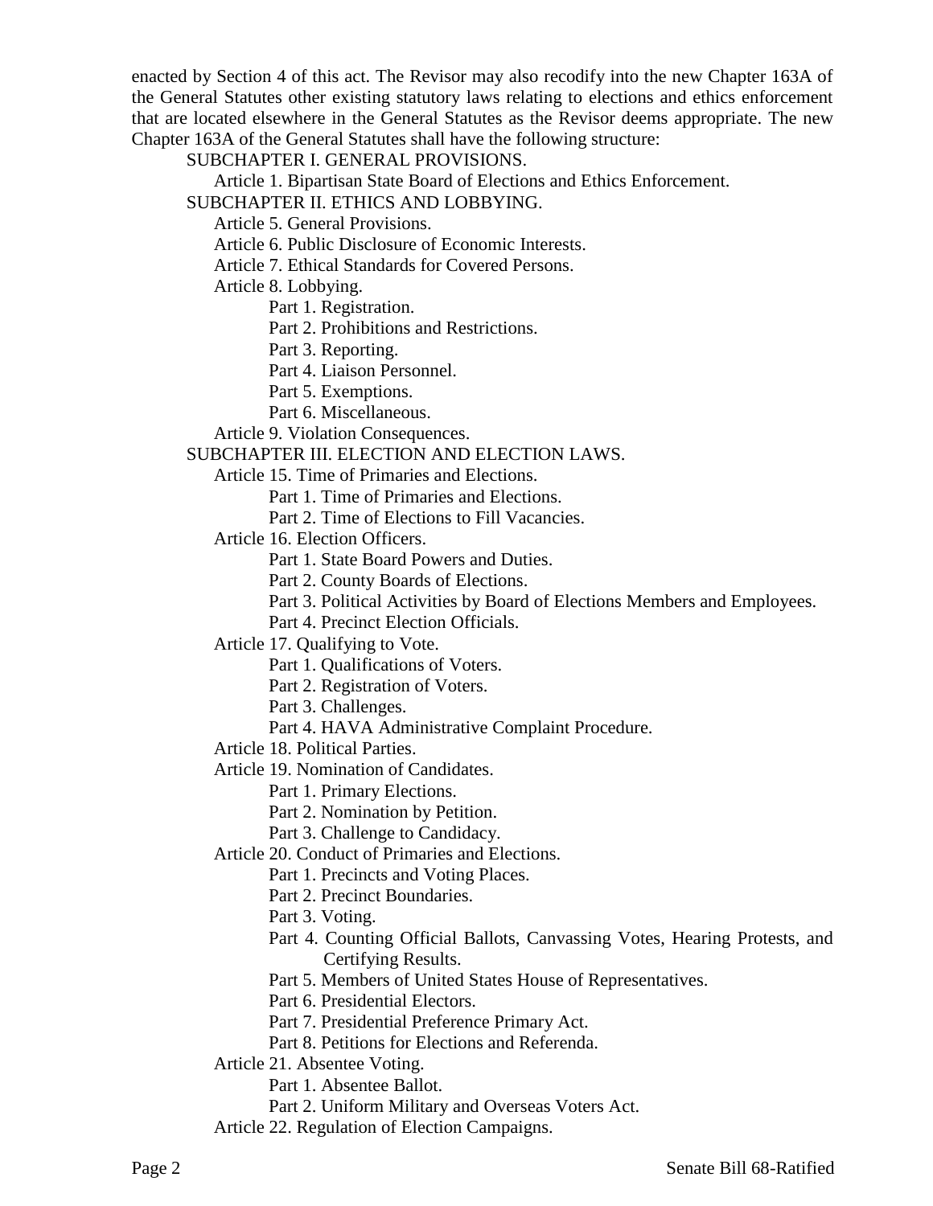enacted by Section 4 of this act. The Revisor may also recodify into the new Chapter 163A of the General Statutes other existing statutory laws relating to elections and ethics enforcement that are located elsewhere in the General Statutes as the Revisor deems appropriate. The new Chapter 163A of the General Statutes shall have the following structure:

SUBCHAPTER I. GENERAL PROVISIONS.

- Article 1. Bipartisan State Board of Elections and Ethics Enforcement.

SUBCHAPTER II. ETHICS AND LOBBYING.

- Article 5. General Provisions.
- Article 6. Public Disclosure of Economic Interests.
- Article 7. Ethical Standards for Covered Persons.
- Article 8. Lobbying.
  - Part 1. Registration.
  - Part 2. Prohibitions and Restrictions.
  - Part 3. Reporting.
  - Part 4. Liaison Personnel.
  - Part 5. Exemptions.
  - Part 6. Miscellaneous.
- Article 9. Violation Consequences.

SUBCHAPTER III. ELECTION AND ELECTION LAWS.

- Article 15. Time of Primaries and Elections.
  - Part 1. Time of Primaries and Elections.
  - Part 2. Time of Elections to Fill Vacancies.
- Article 16. Election Officers.
  - Part 1. State Board Powers and Duties.
  - Part 2. County Boards of Elections.
  - Part 3. Political Activities by Board of Elections Members and Employees.
  - Part 4. Precinct Election Officials.
- Article 17. Qualifying to Vote.
  - Part 1. Qualifications of Voters.
  - Part 2. Registration of Voters.
  - Part 3. Challenges.
  - Part 4. HAVA Administrative Complaint Procedure.
- Article 18. Political Parties.
- Article 19. Nomination of Candidates.
  - Part 1. Primary Elections.
  - Part 2. Nomination by Petition.
  - Part 3. Challenge to Candidacy.
- Article 20. Conduct of Primaries and Elections.
  - Part 1. Precincts and Voting Places.
  - Part 2. Precinct Boundaries.
  - Part 3. Voting.
  - Part 4. Counting Official Ballots, Canvassing Votes, Hearing Protests, and Certifying Results.
  - Part 5. Members of United States House of Representatives.
  - Part 6. Presidential Electors.
  - Part 7. Presidential Preference Primary Act.
  - Part 8. Petitions for Elections and Referenda.
- Article 21. Absentee Voting.
  - Part 1. Absentee Ballot.
  - Part 2. Uniform Military and Overseas Voters Act.
- Article 22. Regulation of Election Campaigns.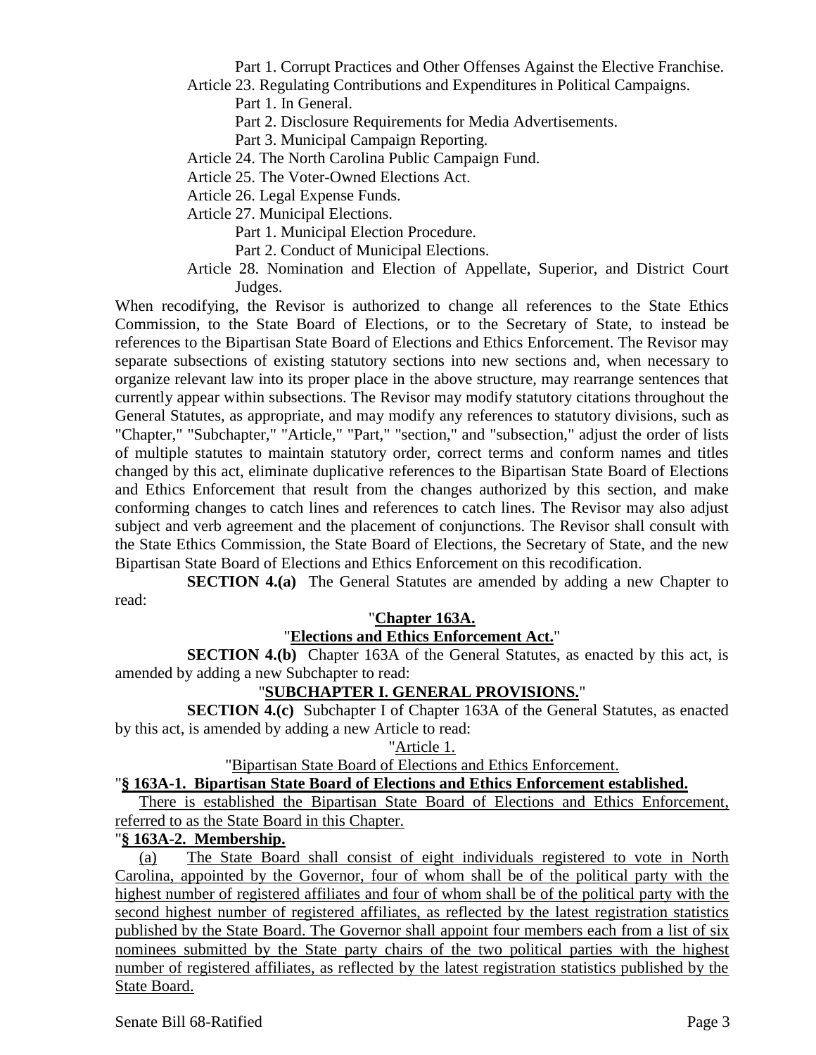Part 1. Corrupt Practices and Other Offenses Against the Elective Franchise.

Article 23. Regulating Contributions and Expenditures in Political Campaigns.

Part 1. In General.

Part 2. Disclosure Requirements for Media Advertisements.

Part 3. Municipal Campaign Reporting.

Article 24. The North Carolina Public Campaign Fund.

Article 25. The Voter-Owned Elections Act.

Article 26. Legal Expense Funds.

Article 27. Municipal Elections.

Part 1. Municipal Election Procedure.

Part 2. Conduct of Municipal Elections.

Article 28. Nomination and Election of Appellate, Superior, and District Court Judges.

When recodifying, the Revisor is authorized to change all references to the State Ethics Commission, to the State Board of Elections, or to the Secretary of State, to instead be references to the Bipartisan State Board of Elections and Ethics Enforcement. The Revisor may separate subsections of existing statutory sections into new sections and, when necessary to organize relevant law into its proper place in the above structure, may rearrange sentences that currently appear within subsections. The Revisor may modify statutory citations throughout the General Statutes, as appropriate, and may modify any references to statutory divisions, such as "Chapter," "Subchapter," "Article," "Part," "section," and "subsection," adjust the order of lists of multiple statutes to maintain statutory order, correct terms and conform names and titles changed by this act, eliminate duplicative references to the Bipartisan State Board of Elections and Ethics Enforcement that result from the changes authorized by this section, and make conforming changes to catch lines and references to catch lines. The Revisor may also adjust subject and verb agreement and the placement of conjunctions. The Revisor shall consult with the State Ethics Commission, the State Board of Elections, the Secretary of State, and the new Bipartisan State Board of Elections and Ethics Enforcement on this recodification.

**SECTION 4.(a)** The General Statutes are amended by adding a new Chapter to read:

"**Chapter 163A.**

"**Elections and Ethics Enforcement Act.**"

**SECTION 4.(b)** Chapter 163A of the General Statutes, as enacted by this act, is amended by adding a new Subchapter to read:

"**SUBCHAPTER I. GENERAL PROVISIONS.**"

**SECTION 4.(c)** Subchapter I of Chapter 163A of the General Statutes, as enacted by this act, is amended by adding a new Article to read:

"Article 1.

"Bipartisan State Board of Elections and Ethics Enforcement.

"**§ 163A-1. Bipartisan State Board of Elections and Ethics Enforcement established.**

There is established the Bipartisan State Board of Elections and Ethics Enforcement, referred to as the State Board in this Chapter.

"**§ 163A-2. Membership.**

(a) The State Board shall consist of eight individuals registered to vote in North Carolina, appointed by the Governor, four of whom shall be of the political party with the highest number of registered affiliates and four of whom shall be of the political party with the second highest number of registered affiliates, as reflected by the latest registration statistics published by the State Board. The Governor shall appoint four members each from a list of six nominees submitted by the State party chairs of the two political parties with the highest number of registered affiliates, as reflected by the latest registration statistics published by the State Board.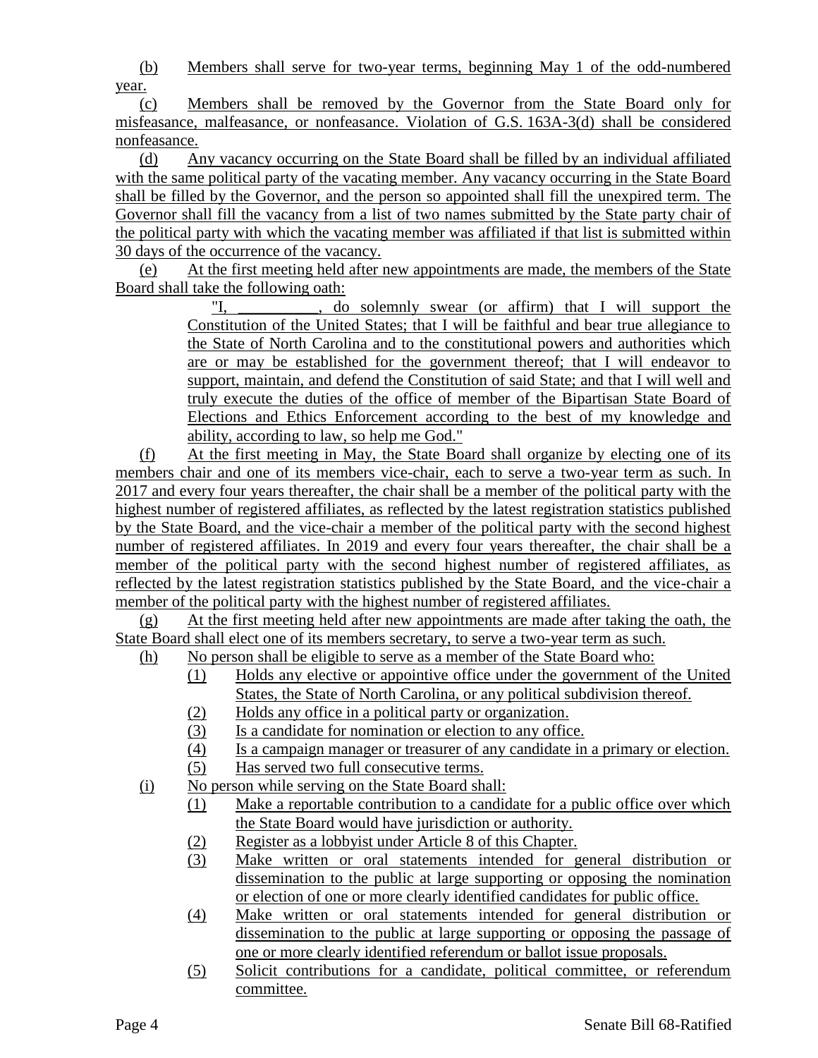(b) Members shall serve for two-year terms, beginning May 1 of the odd-numbered year.

(c) Members shall be removed by the Governor from the State Board only for misfeasance, malfeasance, or nonfeasance. Violation of G.S. 163A-3(d) shall be considered nonfeasance.

(d) Any vacancy occurring on the State Board shall be filled by an individual affiliated with the same political party of the vacating member. Any vacancy occurring in the State Board shall be filled by the Governor, and the person so appointed shall fill the unexpired term. The Governor shall fill the vacancy from a list of two names submitted by the State party chair of the political party with which the vacating member was affiliated if that list is submitted within 30 days of the occurrence of the vacancy.

(e) At the first meeting held after new appointments are made, the members of the State Board shall take the following oath:

> "I, __________, do solemnly swear (or affirm) that I will support the Constitution of the United States; that I will be faithful and bear true allegiance to the State of North Carolina and to the constitutional powers and authorities which are or may be established for the government thereof; that I will endeavor to support, maintain, and defend the Constitution of said State; and that I will well and truly execute the duties of the office of member of the Bipartisan State Board of Elections and Ethics Enforcement according to the best of my knowledge and ability, according to law, so help me God."

(f) At the first meeting in May, the State Board shall organize by electing one of its members chair and one of its members vice-chair, each to serve a two-year term as such. In 2017 and every four years thereafter, the chair shall be a member of the political party with the highest number of registered affiliates, as reflected by the latest registration statistics published by the State Board, and the vice-chair a member of the political party with the second highest number of registered affiliates. In 2019 and every four years thereafter, the chair shall be a member of the political party with the second highest number of registered affiliates, as reflected by the latest registration statistics published by the State Board, and the vice-chair a member of the political party with the highest number of registered affiliates.

(g) At the first meeting held after new appointments are made after taking the oath, the State Board shall elect one of its members secretary, to serve a two-year term as such.

(h) No person shall be eligible to serve as a member of the State Board who:

(1) Holds any elective or appointive office under the government of the United States, the State of North Carolina, or any political subdivision thereof.
(2) Holds any office in a political party or organization.
(3) Is a candidate for nomination or election to any office.
(4) Is a campaign manager or treasurer of any candidate in a primary or election.
(5) Has served two full consecutive terms.

(i) No person while serving on the State Board shall:

(1) Make a reportable contribution to a candidate for a public office over which the State Board would have jurisdiction or authority.
(2) Register as a lobbyist under Article 8 of this Chapter.
(3) Make written or oral statements intended for general distribution or dissemination to the public at large supporting or opposing the nomination or election of one or more clearly identified candidates for public office.
(4) Make written or oral statements intended for general distribution or dissemination to the public at large supporting or opposing the passage of one or more clearly identified referendum or ballot issue proposals.
(5) Solicit contributions for a candidate, political committee, or referendum committee.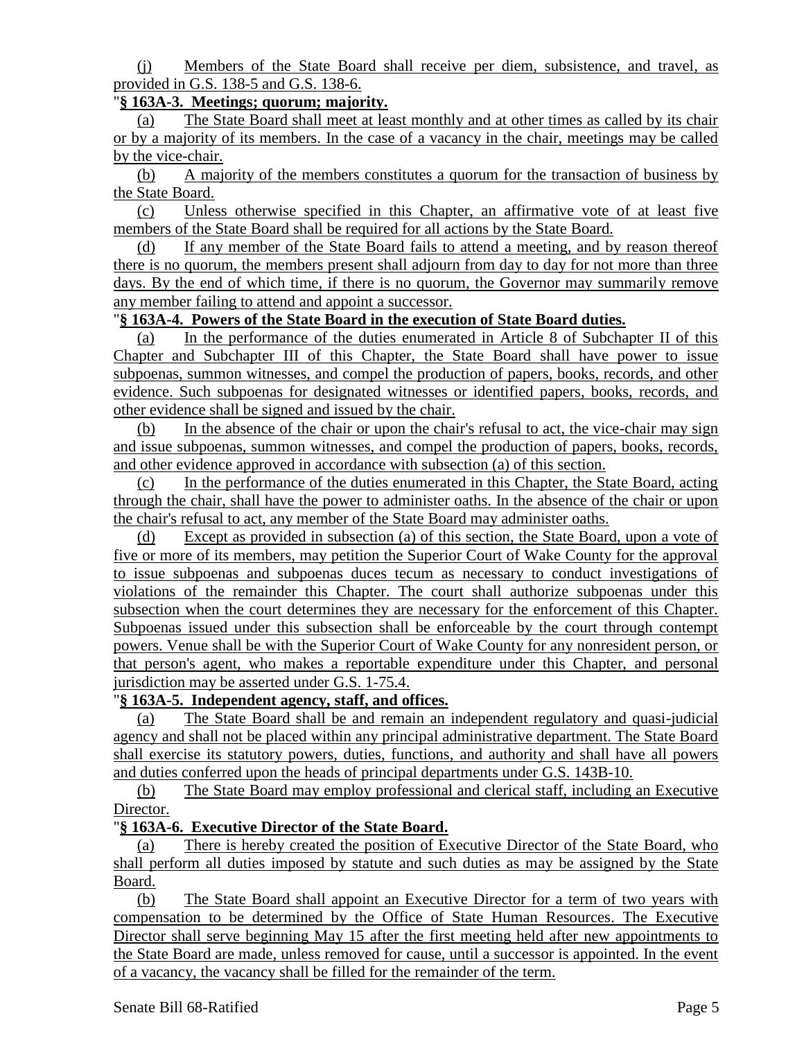(j) Members of the State Board shall receive per diem, subsistence, and travel, as provided in G.S. 138-5 and G.S. 138-6.

"**§ 163A-3. Meetings; quorum; majority.**

(a) The State Board shall meet at least monthly and at other times as called by its chair or by a majority of its members. In the case of a vacancy in the chair, meetings may be called by the vice-chair.

(b) A majority of the members constitutes a quorum for the transaction of business by the State Board.

(c) Unless otherwise specified in this Chapter, an affirmative vote of at least five members of the State Board shall be required for all actions by the State Board.

(d) If any member of the State Board fails to attend a meeting, and by reason thereof there is no quorum, the members present shall adjourn from day to day for not more than three days. By the end of which time, if there is no quorum, the Governor may summarily remove any member failing to attend and appoint a successor.

"**§ 163A-4. Powers of the State Board in the execution of State Board duties.**

(a) In the performance of the duties enumerated in Article 8 of Subchapter II of this Chapter and Subchapter III of this Chapter, the State Board shall have power to issue subpoenas, summon witnesses, and compel the production of papers, books, records, and other evidence. Such subpoenas for designated witnesses or identified papers, books, records, and other evidence shall be signed and issued by the chair.

(b) In the absence of the chair or upon the chair's refusal to act, the vice-chair may sign and issue subpoenas, summon witnesses, and compel the production of papers, books, records, and other evidence approved in accordance with subsection (a) of this section.

(c) In the performance of the duties enumerated in this Chapter, the State Board, acting through the chair, shall have the power to administer oaths. In the absence of the chair or upon the chair's refusal to act, any member of the State Board may administer oaths.

(d) Except as provided in subsection (a) of this section, the State Board, upon a vote of five or more of its members, may petition the Superior Court of Wake County for the approval to issue subpoenas and subpoenas duces tecum as necessary to conduct investigations of violations of the remainder this Chapter. The court shall authorize subpoenas under this subsection when the court determines they are necessary for the enforcement of this Chapter. Subpoenas issued under this subsection shall be enforceable by the court through contempt powers. Venue shall be with the Superior Court of Wake County for any nonresident person, or that person's agent, who makes a reportable expenditure under this Chapter, and personal jurisdiction may be asserted under G.S. 1-75.4.

"**§ 163A-5. Independent agency, staff, and offices.**

(a) The State Board shall be and remain an independent regulatory and quasi-judicial agency and shall not be placed within any principal administrative department. The State Board shall exercise its statutory powers, duties, functions, and authority and shall have all powers and duties conferred upon the heads of principal departments under G.S. 143B-10.

(b) The State Board may employ professional and clerical staff, including an Executive Director.

"**§ 163A-6. Executive Director of the State Board.**

(a) There is hereby created the position of Executive Director of the State Board, who shall perform all duties imposed by statute and such duties as may be assigned by the State Board.

(b) The State Board shall appoint an Executive Director for a term of two years with compensation to be determined by the Office of State Human Resources. The Executive Director shall serve beginning May 15 after the first meeting held after new appointments to the State Board are made, unless removed for cause, until a successor is appointed. In the event of a vacancy, the vacancy shall be filled for the remainder of the term.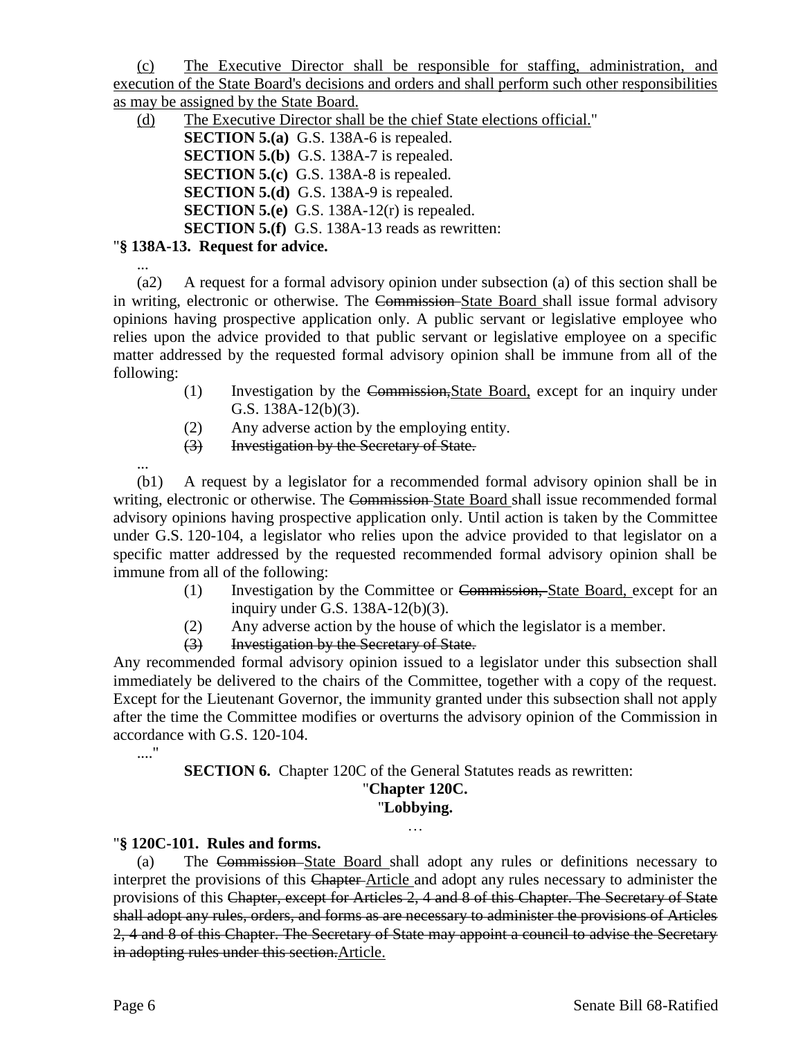(c) The Executive Director shall be responsible for staffing, administration, and execution of the State Board's decisions and orders and shall perform such other responsibilities as may be assigned by the State Board.

(d) The Executive Director shall be the chief State elections official."

**SECTION 5.(a)** G.S. 138A-6 is repealed.

**SECTION 5.(b)** G.S. 138A-7 is repealed.

**SECTION 5.(c)** G.S. 138A-8 is repealed.

**SECTION 5.(d)** G.S. 138A-9 is repealed.

**SECTION 5.(e)** G.S. 138A-12(r) is repealed.

**SECTION 5.(f)** G.S. 138A-13 reads as rewritten:

"**§ 138A-13. Request for advice.**

...

(a2) A request for a formal advisory opinion under subsection (a) of this section shall be in writing, electronic or otherwise. The ~~Commission~~ State Board shall issue formal advisory opinions having prospective application only. A public servant or legislative employee who relies upon the advice provided to that public servant or legislative employee on a specific matter addressed by the requested formal advisory opinion shall be immune from all of the following:

(1) Investigation by the ~~Commission,~~State Board, except for an inquiry under G.S. 138A-12(b)(3).

(2) Any adverse action by the employing entity.

(3) ~~Investigation by the Secretary of State.~~

...

(b1) A request by a legislator for a recommended formal advisory opinion shall be in writing, electronic or otherwise. The ~~Commission~~ State Board shall issue recommended formal advisory opinions having prospective application only. Until action is taken by the Committee under G.S. 120-104, a legislator who relies upon the advice provided to that legislator on a specific matter addressed by the requested recommended formal advisory opinion shall be immune from all of the following:

(1) Investigation by the Committee or ~~Commission,~~ State Board, except for an inquiry under G.S. 138A-12(b)(3).

(2) Any adverse action by the house of which the legislator is a member.

(3) ~~Investigation by the Secretary of State.~~

Any recommended formal advisory opinion issued to a legislator under this subsection shall immediately be delivered to the chairs of the Committee, together with a copy of the request. Except for the Lieutenant Governor, the immunity granted under this subsection shall not apply after the time the Committee modifies or overturns the advisory opinion of the Commission in accordance with G.S. 120-104.

...."

**SECTION 6.** Chapter 120C of the General Statutes reads as rewritten:

"**Chapter 120C.**

"**Lobbying.**

…

"**§ 120C-101. Rules and forms.**

(a) The ~~Commission~~ State Board shall adopt any rules or definitions necessary to interpret the provisions of this ~~Chapter~~ Article and adopt any rules necessary to administer the provisions of this ~~Chapter, except for Articles 2, 4 and 8 of this Chapter. The Secretary of State shall adopt any rules, orders, and forms as are necessary to administer the provisions of Articles 2, 4 and 8 of this Chapter. The Secretary of State may appoint a council to advise the Secretary in adopting rules under this section.~~Article.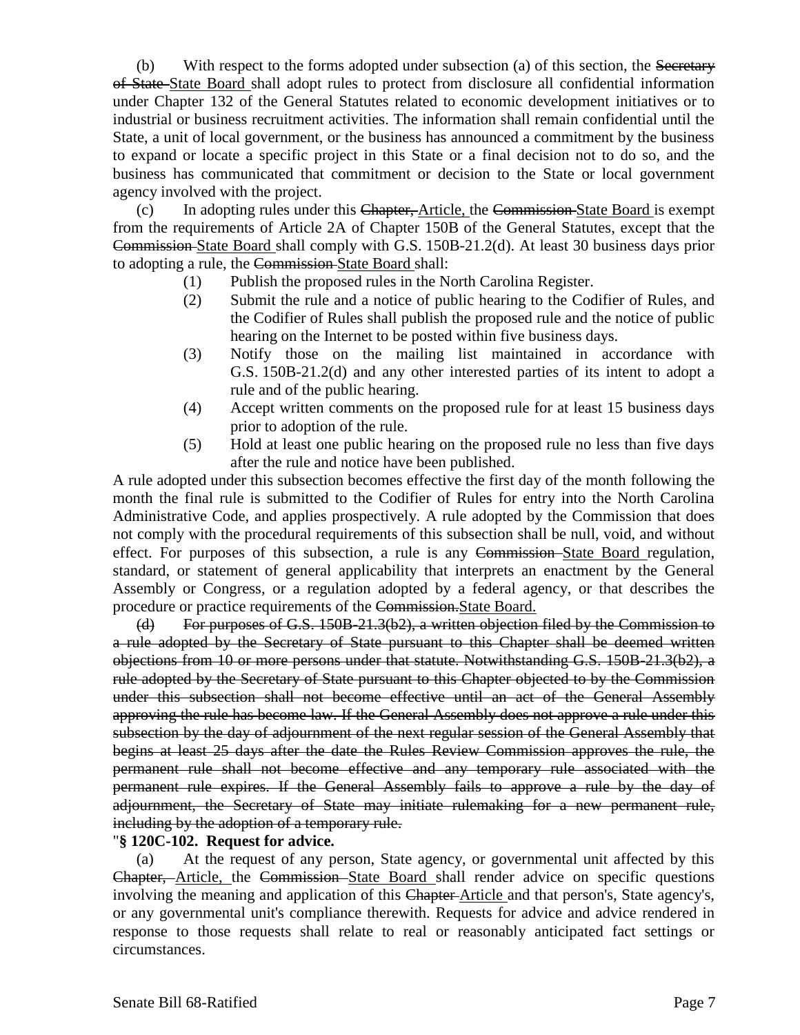(b) With respect to the forms adopted under subsection (a) of this section, the ~~Secretary of State~~ <u>State Board</u> shall adopt rules to protect from disclosure all confidential information under Chapter 132 of the General Statutes related to economic development initiatives or to industrial or business recruitment activities. The information shall remain confidential until the State, a unit of local government, or the business has announced a commitment by the business to expand or locate a specific project in this State or a final decision not to do so, and the business has communicated that commitment or decision to the State or local government agency involved with the project.

(c) In adopting rules under this ~~Chapter,~~ <u>Article,</u> the ~~Commission~~ <u>State Board</u> is exempt from the requirements of Article 2A of Chapter 150B of the General Statutes, except that the ~~Commission~~ <u>State Board</u> shall comply with G.S. 150B-21.2(d). At least 30 business days prior to adopting a rule, the ~~Commission~~ <u>State Board</u> shall:

(1) Publish the proposed rules in the North Carolina Register.

(2) Submit the rule and a notice of public hearing to the Codifier of Rules, and the Codifier of Rules shall publish the proposed rule and the notice of public hearing on the Internet to be posted within five business days.

(3) Notify those on the mailing list maintained in accordance with G.S. 150B-21.2(d) and any other interested parties of its intent to adopt a rule and of the public hearing.

(4) Accept written comments on the proposed rule for at least 15 business days prior to adoption of the rule.

(5) Hold at least one public hearing on the proposed rule no less than five days after the rule and notice have been published.

A rule adopted under this subsection becomes effective the first day of the month following the month the final rule is submitted to the Codifier of Rules for entry into the North Carolina Administrative Code, and applies prospectively. A rule adopted by the Commission that does not comply with the procedural requirements of this subsection shall be null, void, and without effect. For purposes of this subsection, a rule is any ~~Commission~~ <u>State Board</u> regulation, standard, or statement of general applicability that interprets an enactment by the General Assembly or Congress, or a regulation adopted by a federal agency, or that describes the procedure or practice requirements of the ~~Commission.~~ <u>State Board.</u>

~~(d) For purposes of G.S. 150B-21.3(b2), a written objection filed by the Commission to a rule adopted by the Secretary of State pursuant to this Chapter shall be deemed written objections from 10 or more persons under that statute. Notwithstanding G.S. 150B-21.3(b2), a rule adopted by the Secretary of State pursuant to this Chapter objected to by the Commission under this subsection shall not become effective until an act of the General Assembly approving the rule has become law. If the General Assembly does not approve a rule under this subsection by the day of adjournment of the next regular session of the General Assembly that begins at least 25 days after the date the Rules Review Commission approves the rule, the permanent rule shall not become effective and any temporary rule associated with the permanent rule expires. If the General Assembly fails to approve a rule by the day of adjournment, the Secretary of State may initiate rulemaking for a new permanent rule, including by the adoption of a temporary rule.~~

"**§ 120C-102. Request for advice.**

(a) At the request of any person, State agency, or governmental unit affected by this ~~Chapter,~~ <u>Article,</u> the ~~Commission~~ <u>State Board</u> shall render advice on specific questions involving the meaning and application of this ~~Chapter~~ <u>Article</u> and that person's, State agency's, or any governmental unit's compliance therewith. Requests for advice and advice rendered in response to those requests shall relate to real or reasonably anticipated fact settings or circumstances.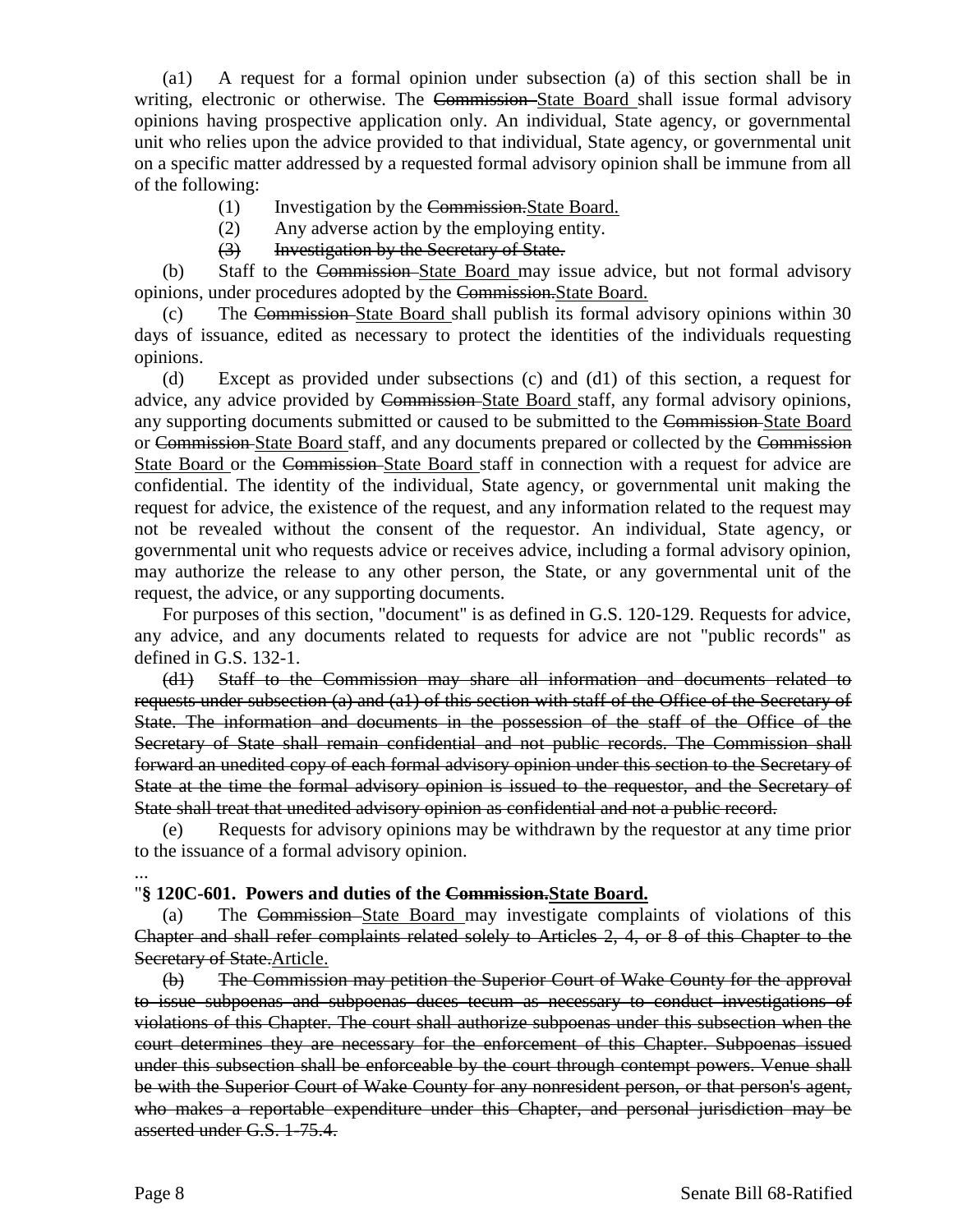(a1) A request for a formal opinion under subsection (a) of this section shall be in writing, electronic or otherwise. The ~~Commission~~ <u>State Board</u> shall issue formal advisory opinions having prospective application only. An individual, State agency, or governmental unit who relies upon the advice provided to that individual, State agency, or governmental unit on a specific matter addressed by a requested formal advisory opinion shall be immune from all of the following:

(1) Investigation by the ~~Commission.~~<u>State Board.</u>

(2) Any adverse action by the employing entity.

~~(3) Investigation by the Secretary of State.~~

(b) Staff to the ~~Commission~~ <u>State Board</u> may issue advice, but not formal advisory opinions, under procedures adopted by the ~~Commission.~~<u>State Board.</u>

(c) The ~~Commission~~ <u>State Board</u> shall publish its formal advisory opinions within 30 days of issuance, edited as necessary to protect the identities of the individuals requesting opinions.

(d) Except as provided under subsections (c) and (d1) of this section, a request for advice, any advice provided by ~~Commission~~ <u>State Board</u> staff, any formal advisory opinions, any supporting documents submitted or caused to be submitted to the ~~Commission~~ <u>State Board</u> or ~~Commission~~ <u>State Board</u> staff, and any documents prepared or collected by the ~~Commission~~ <u>State Board</u> or the ~~Commission~~ <u>State Board</u> staff in connection with a request for advice are confidential. The identity of the individual, State agency, or governmental unit making the request for advice, the existence of the request, and any information related to the request may not be revealed without the consent of the requestor. An individual, State agency, or governmental unit who requests advice or receives advice, including a formal advisory opinion, may authorize the release to any other person, the State, or any governmental unit of the request, the advice, or any supporting documents.

For purposes of this section, "document" is as defined in G.S. 120-129. Requests for advice, any advice, and any documents related to requests for advice are not "public records" as defined in G.S. 132-1.

~~(d1) Staff to the Commission may share all information and documents related to requests under subsection (a) and (a1) of this section with staff of the Office of the Secretary of State. The information and documents in the possession of the staff of the Office of the Secretary of State shall remain confidential and not public records. The Commission shall forward an unedited copy of each formal advisory opinion under this section to the Secretary of State at the time the formal advisory opinion is issued to the requestor, and the Secretary of State shall treat that unedited advisory opinion as confidential and not a public record.~~

(e) Requests for advisory opinions may be withdrawn by the requestor at any time prior to the issuance of a formal advisory opinion.

...

"**§ 120C-601. Powers and duties of the ~~Commission.~~<u>State Board.</u>**

(a) The ~~Commission~~ <u>State Board</u> may investigate complaints of violations of this ~~Chapter and shall refer complaints related solely to Articles 2, 4, or 8 of this Chapter to the Secretary of State.~~<u>Article.</u>

~~(b) The Commission may petition the Superior Court of Wake County for the approval to issue subpoenas and subpoenas duces tecum as necessary to conduct investigations of violations of this Chapter. The court shall authorize subpoenas under this subsection when the court determines they are necessary for the enforcement of this Chapter. Subpoenas issued under this subsection shall be enforceable by the court through contempt powers. Venue shall be with the Superior Court of Wake County for any nonresident person, or that person's agent, who makes a reportable expenditure under this Chapter, and personal jurisdiction may be asserted under G.S. 1-75.4.~~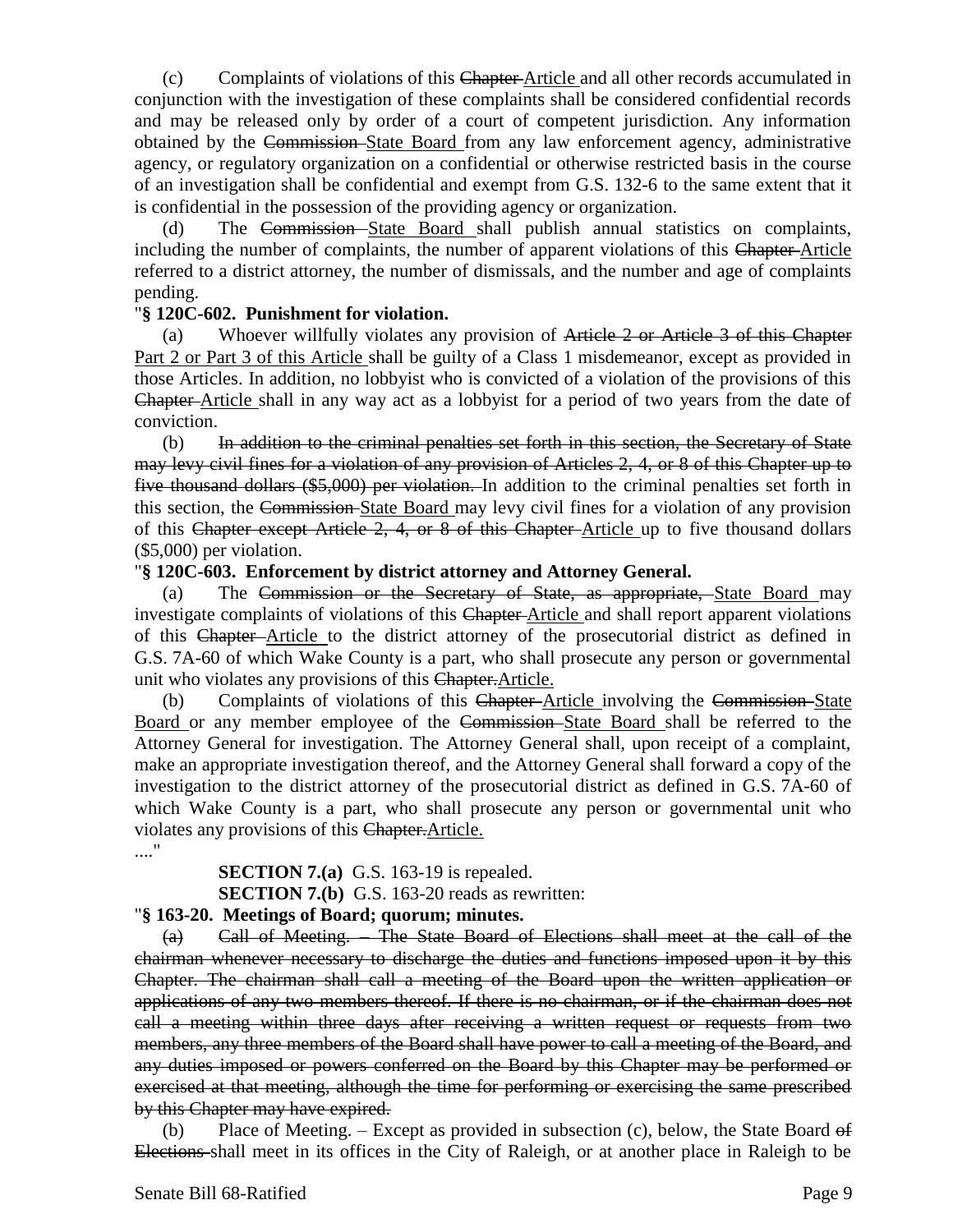(c) Complaints of violations of this ~~Chapter~~ Article and all other records accumulated in conjunction with the investigation of these complaints shall be considered confidential records and may be released only by order of a court of competent jurisdiction. Any information obtained by the ~~Commission~~ State Board from any law enforcement agency, administrative agency, or regulatory organization on a confidential or otherwise restricted basis in the course of an investigation shall be confidential and exempt from G.S. 132-6 to the same extent that it is confidential in the possession of the providing agency or organization.

(d) The ~~Commission~~ State Board shall publish annual statistics on complaints, including the number of complaints, the number of apparent violations of this ~~Chapter~~ Article referred to a district attorney, the number of dismissals, and the number and age of complaints pending.

"**§ 120C-602. Punishment for violation.**

(a) Whoever willfully violates any provision of ~~Article 2 or Article 3 of this Chapter~~ Part 2 or Part 3 of this Article shall be guilty of a Class 1 misdemeanor, except as provided in those Articles. In addition, no lobbyist who is convicted of a violation of the provisions of this ~~Chapter~~ Article shall in any way act as a lobbyist for a period of two years from the date of conviction.

(b) ~~In addition to the criminal penalties set forth in this section, the Secretary of State may levy civil fines for a violation of any provision of Articles 2, 4, or 8 of this Chapter up to five thousand dollars ($5,000) per violation.~~ In addition to the criminal penalties set forth in this section, the ~~Commission~~ State Board may levy civil fines for a violation of any provision of this ~~Chapter except Article 2, 4, or 8 of this Chapter~~ Article up to five thousand dollars ($5,000) per violation.

"**§ 120C-603. Enforcement by district attorney and Attorney General.**

(a) The ~~Commission or the Secretary of State, as appropriate,~~ State Board may investigate complaints of violations of this ~~Chapter~~ Article and shall report apparent violations of this ~~Chapter~~ Article to the district attorney of the prosecutorial district as defined in G.S. 7A-60 of which Wake County is a part, who shall prosecute any person or governmental unit who violates any provisions of this ~~Chapter.~~Article.

(b) Complaints of violations of this ~~Chapter~~ Article involving the ~~Commission~~ State Board or any member employee of the ~~Commission~~ State Board shall be referred to the Attorney General for investigation. The Attorney General shall, upon receipt of a complaint, make an appropriate investigation thereof, and the Attorney General shall forward a copy of the investigation to the district attorney of the prosecutorial district as defined in G.S. 7A-60 of which Wake County is a part, who shall prosecute any person or governmental unit who violates any provisions of this ~~Chapter.~~Article.

...."

**SECTION 7.(a)** G.S. 163-19 is repealed.

**SECTION 7.(b)** G.S. 163-20 reads as rewritten:

"**§ 163-20. Meetings of Board; quorum; minutes.**

~~(a) Call of Meeting. – The State Board of Elections shall meet at the call of the chairman whenever necessary to discharge the duties and functions imposed upon it by this Chapter. The chairman shall call a meeting of the Board upon the written application or applications of any two members thereof. If there is no chairman, or if the chairman does not call a meeting within three days after receiving a written request or requests from two members, any three members of the Board shall have power to call a meeting of the Board, and any duties imposed or powers conferred on the Board by this Chapter may be performed or exercised at that meeting, although the time for performing or exercising the same prescribed by this Chapter may have expired.~~

(b) Place of Meeting. – Except as provided in subsection (c), below, the State Board ~~of Elections~~ shall meet in its offices in the City of Raleigh, or at another place in Raleigh to be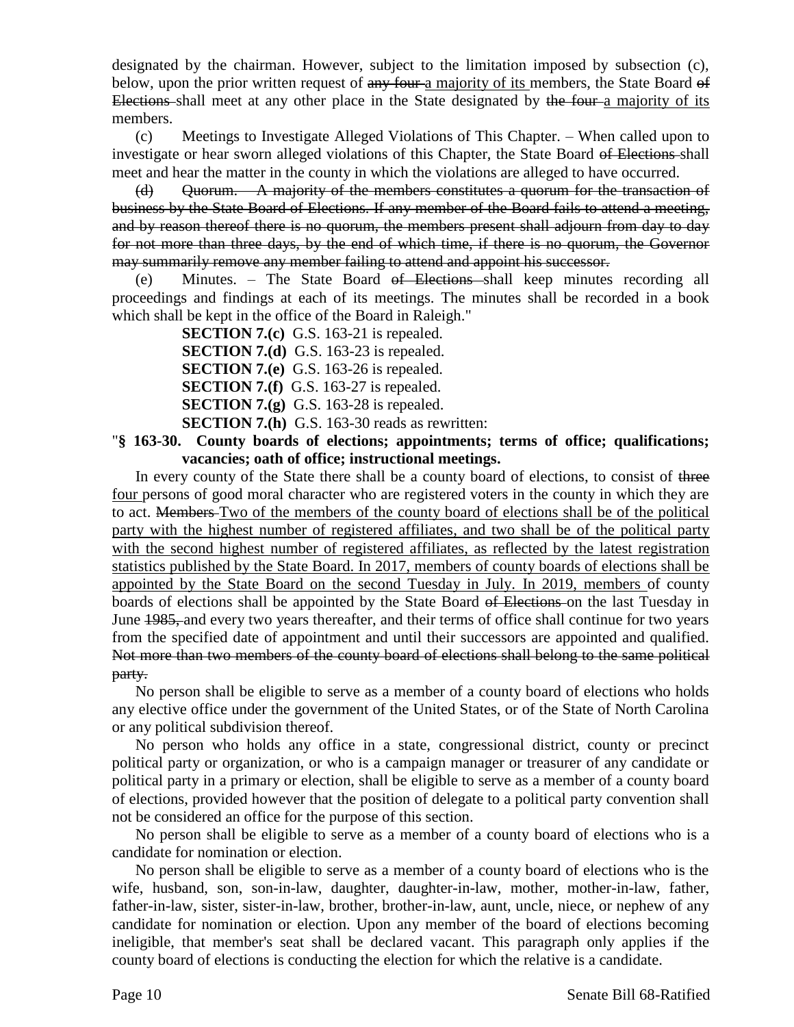designated by the chairman. However, subject to the limitation imposed by subsection (c), below, upon the prior written request of ~~any four~~ a majority of its members, the State Board ~~of Elections~~ shall meet at any other place in the State designated by ~~the four~~ a majority of its members.

(c) Meetings to Investigate Alleged Violations of This Chapter. – When called upon to investigate or hear sworn alleged violations of this Chapter, the State Board ~~of Elections~~ shall meet and hear the matter in the county in which the violations are alleged to have occurred.

~~(d) Quorum. – A majority of the members constitutes a quorum for the transaction of business by the State Board of Elections. If any member of the Board fails to attend a meeting, and by reason thereof there is no quorum, the members present shall adjourn from day to day for not more than three days, by the end of which time, if there is no quorum, the Governor may summarily remove any member failing to attend and appoint his successor.~~

(e) Minutes. – The State Board ~~of Elections~~ shall keep minutes recording all proceedings and findings at each of its meetings. The minutes shall be recorded in a book which shall be kept in the office of the Board in Raleigh."

**SECTION 7.(c)** G.S. 163-21 is repealed.

**SECTION 7.(d)** G.S. 163-23 is repealed.

**SECTION 7.(e)** G.S. 163-26 is repealed.

**SECTION 7.(f)** G.S. 163-27 is repealed.

**SECTION 7.(g)** G.S. 163-28 is repealed.

**SECTION 7.(h)** G.S. 163-30 reads as rewritten:

"**§ 163-30. County boards of elections; appointments; terms of office; qualifications; vacancies; oath of office; instructional meetings.**

In every county of the State there shall be a county board of elections, to consist of ~~three~~ <u>four</u> persons of good moral character who are registered voters in the county in which they are to act. ~~Members~~ <u>Two of the members of the county board of elections shall be of the political party with the highest number of registered affiliates, and two shall be of the political party with the second highest number of registered affiliates, as reflected by the latest registration statistics published by the State Board. In 2017, members of county boards of elections shall be appointed by the State Board on the second Tuesday in July. In 2019, members</u> of county boards of elections shall be appointed by the State Board ~~of Elections~~ on the last Tuesday in June ~~1985,~~ and every two years thereafter, and their terms of office shall continue for two years from the specified date of appointment and until their successors are appointed and qualified. ~~Not more than two members of the county board of elections shall belong to the same political party.~~

No person shall be eligible to serve as a member of a county board of elections who holds any elective office under the government of the United States, or of the State of North Carolina or any political subdivision thereof.

No person who holds any office in a state, congressional district, county or precinct political party or organization, or who is a campaign manager or treasurer of any candidate or political party in a primary or election, shall be eligible to serve as a member of a county board of elections, provided however that the position of delegate to a political party convention shall not be considered an office for the purpose of this section.

No person shall be eligible to serve as a member of a county board of elections who is a candidate for nomination or election.

No person shall be eligible to serve as a member of a county board of elections who is the wife, husband, son, son-in-law, daughter, daughter-in-law, mother, mother-in-law, father, father-in-law, sister, sister-in-law, brother, brother-in-law, aunt, uncle, niece, or nephew of any candidate for nomination or election. Upon any member of the board of elections becoming ineligible, that member's seat shall be declared vacant. This paragraph only applies if the county board of elections is conducting the election for which the relative is a candidate.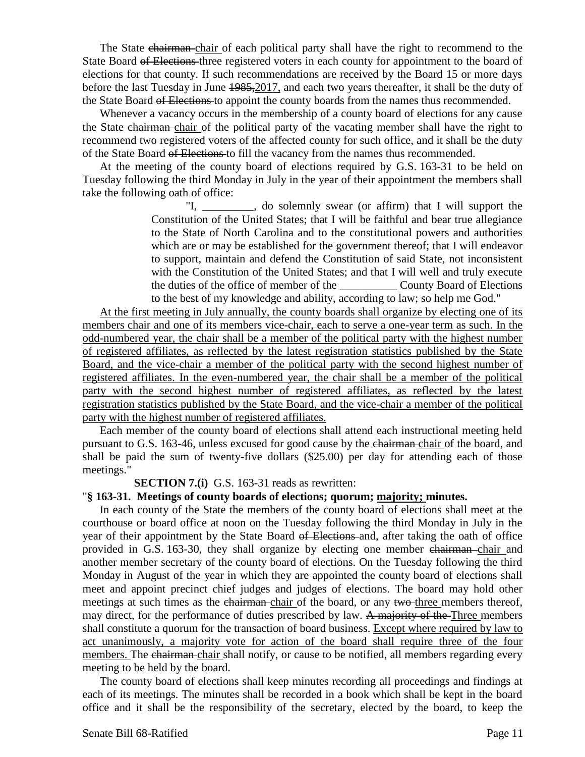The State ~~chairman~~ chair of each political party shall have the right to recommend to the State Board ~~of Elections~~ three registered voters in each county for appointment to the board of elections for that county. If such recommendations are received by the Board 15 or more days before the last Tuesday in June ~~1985,~~2017, and each two years thereafter, it shall be the duty of the State Board ~~of Elections~~ to appoint the county boards from the names thus recommended.

Whenever a vacancy occurs in the membership of a county board of elections for any cause the State ~~chairman~~ chair of the political party of the vacating member shall have the right to recommend two registered voters of the affected county for such office, and it shall be the duty of the State Board ~~of Elections~~ to fill the vacancy from the names thus recommended.

At the meeting of the county board of elections required by G.S. 163-31 to be held on Tuesday following the third Monday in July in the year of their appointment the members shall take the following oath of office:

> "I, _________, do solemnly swear (or affirm) that I will support the Constitution of the United States; that I will be faithful and bear true allegiance to the State of North Carolina and to the constitutional powers and authorities which are or may be established for the government thereof; that I will endeavor to support, maintain and defend the Constitution of said State, not inconsistent with the Constitution of the United States; and that I will well and truly execute the duties of the office of member of the __________ County Board of Elections to the best of my knowledge and ability, according to law; so help me God."

<u>At the first meeting in July annually, the county boards shall organize by electing one of its members chair and one of its members vice-chair, each to serve a one-year term as such. In the odd-numbered year, the chair shall be a member of the political party with the highest number of registered affiliates, as reflected by the latest registration statistics published by the State Board, and the vice-chair a member of the political party with the second highest number of registered affiliates. In the even-numbered year, the chair shall be a member of the political party with the second highest number of registered affiliates, as reflected by the latest registration statistics published by the State Board, and the vice-chair a member of the political party with the highest number of registered affiliates.</u>

Each member of the county board of elections shall attend each instructional meeting held pursuant to G.S. 163-46, unless excused for good cause by the ~~chairman~~ chair of the board, and shall be paid the sum of twenty-five dollars ($25.00) per day for attending each of those meetings."

**SECTION 7.(i)** G.S. 163-31 reads as rewritten:

"**§ 163-31. Meetings of county boards of elections; quorum; <u>majority;</u> minutes.**

In each county of the State the members of the county board of elections shall meet at the courthouse or board office at noon on the Tuesday following the third Monday in July in the year of their appointment by the State Board ~~of Elections~~ and, after taking the oath of office provided in G.S. 163-30, they shall organize by electing one member ~~chairman~~ chair and another member secretary of the county board of elections. On the Tuesday following the third Monday in August of the year in which they are appointed the county board of elections shall meet and appoint precinct chief judges and judges of elections. The board may hold other meetings at such times as the ~~chairman~~ chair of the board, or any ~~two~~ three members thereof, may direct, for the performance of duties prescribed by law. ~~A majority of the~~ Three members shall constitute a quorum for the transaction of board business. <u>Except where required by law to act unanimously, a majority vote for action of the board shall require three of the four members.</u> The ~~chairman~~ chair shall notify, or cause to be notified, all members regarding every meeting to be held by the board.

The county board of elections shall keep minutes recording all proceedings and findings at each of its meetings. The minutes shall be recorded in a book which shall be kept in the board office and it shall be the responsibility of the secretary, elected by the board, to keep the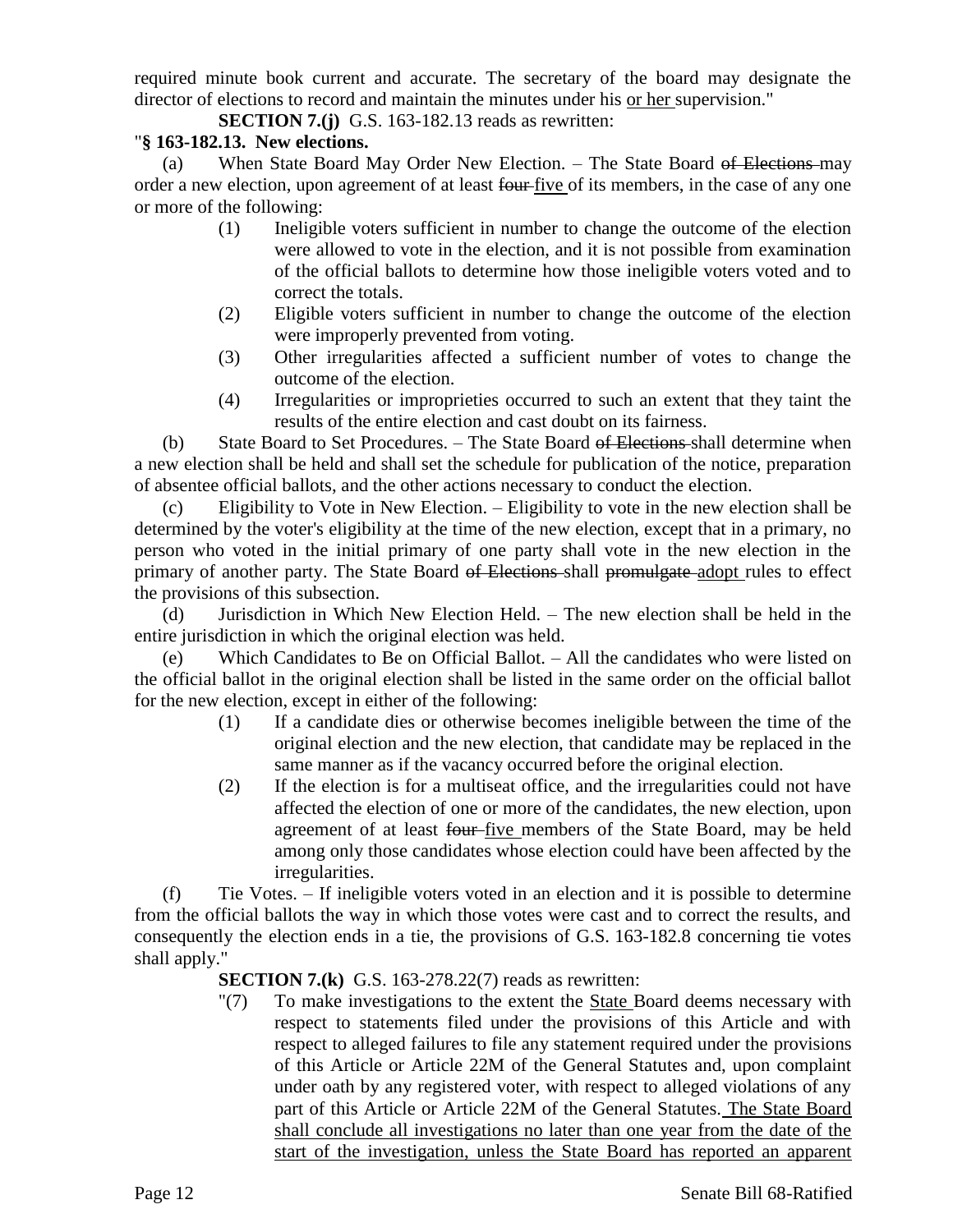required minute book current and accurate. The secretary of the board may designate the director of elections to record and maintain the minutes under his <u>or her</u> supervision."

**SECTION 7.(j)** G.S. 163-182.13 reads as rewritten:

"**§ 163-182.13. New elections.**

(a) When State Board May Order New Election. – The State Board ~~of Elections~~ may order a new election, upon agreement of at least ~~four~~ <u>five</u> of its members, in the case of any one or more of the following:

(1) Ineligible voters sufficient in number to change the outcome of the election were allowed to vote in the election, and it is not possible from examination of the official ballots to determine how those ineligible voters voted and to correct the totals.

(2) Eligible voters sufficient in number to change the outcome of the election were improperly prevented from voting.

(3) Other irregularities affected a sufficient number of votes to change the outcome of the election.

(4) Irregularities or improprieties occurred to such an extent that they taint the results of the entire election and cast doubt on its fairness.

(b) State Board to Set Procedures. – The State Board ~~of Elections~~ shall determine when a new election shall be held and shall set the schedule for publication of the notice, preparation of absentee official ballots, and the other actions necessary to conduct the election.

(c) Eligibility to Vote in New Election. – Eligibility to vote in the new election shall be determined by the voter's eligibility at the time of the new election, except that in a primary, no person who voted in the initial primary of one party shall vote in the new election in the primary of another party. The State Board ~~of Elections~~ shall ~~promulgate~~ <u>adopt</u> rules to effect the provisions of this subsection.

(d) Jurisdiction in Which New Election Held. – The new election shall be held in the entire jurisdiction in which the original election was held.

(e) Which Candidates to Be on Official Ballot. – All the candidates who were listed on the official ballot in the original election shall be listed in the same order on the official ballot for the new election, except in either of the following:

(1) If a candidate dies or otherwise becomes ineligible between the time of the original election and the new election, that candidate may be replaced in the same manner as if the vacancy occurred before the original election.

(2) If the election is for a multiseat office, and the irregularities could not have affected the election of one or more of the candidates, the new election, upon agreement of at least ~~four~~ <u>five</u> members of the State Board, may be held among only those candidates whose election could have been affected by the irregularities.

(f) Tie Votes. – If ineligible voters voted in an election and it is possible to determine from the official ballots the way in which those votes were cast and to correct the results, and consequently the election ends in a tie, the provisions of G.S. 163-182.8 concerning tie votes shall apply."

**SECTION 7.(k)** G.S. 163-278.22(7) reads as rewritten:

"(7) To make investigations to the extent the <u>State</u> Board deems necessary with respect to statements filed under the provisions of this Article and with respect to alleged failures to file any statement required under the provisions of this Article or Article 22M of the General Statutes and, upon complaint under oath by any registered voter, with respect to alleged violations of any part of this Article or Article 22M of the General Statutes. <u>The State Board shall conclude all investigations no later than one year from the date of the start of the investigation, unless the State Board has reported an apparent</u>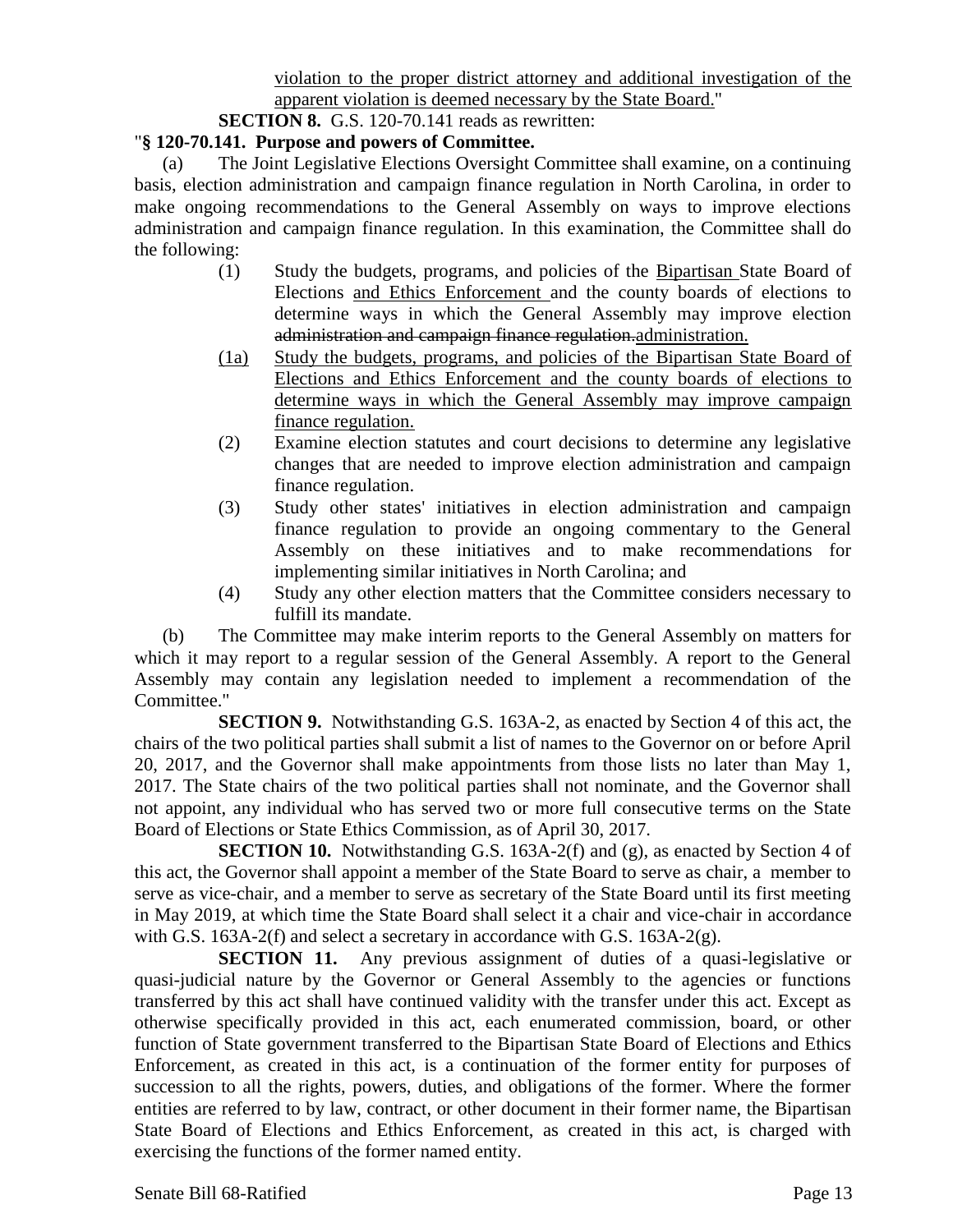violation to the proper district attorney and additional investigation of the apparent violation is deemed necessary by the State Board."

**SECTION 8.** G.S. 120-70.141 reads as rewritten:

"**§ 120-70.141. Purpose and powers of Committee.**

(a) The Joint Legislative Elections Oversight Committee shall examine, on a continuing basis, election administration and campaign finance regulation in North Carolina, in order to make ongoing recommendations to the General Assembly on ways to improve elections administration and campaign finance regulation. In this examination, the Committee shall do the following:

(1) Study the budgets, programs, and policies of the Bipartisan State Board of Elections and Ethics Enforcement and the county boards of elections to determine ways in which the General Assembly may improve election ~~administration and campaign finance regulation.~~administration.

(1a) Study the budgets, programs, and policies of the Bipartisan State Board of Elections and Ethics Enforcement and the county boards of elections to determine ways in which the General Assembly may improve campaign finance regulation.

(2) Examine election statutes and court decisions to determine any legislative changes that are needed to improve election administration and campaign finance regulation.

(3) Study other states' initiatives in election administration and campaign finance regulation to provide an ongoing commentary to the General Assembly on these initiatives and to make recommendations for implementing similar initiatives in North Carolina; and

(4) Study any other election matters that the Committee considers necessary to fulfill its mandate.

(b) The Committee may make interim reports to the General Assembly on matters for which it may report to a regular session of the General Assembly. A report to the General Assembly may contain any legislation needed to implement a recommendation of the Committee."

**SECTION 9.** Notwithstanding G.S. 163A-2, as enacted by Section 4 of this act, the chairs of the two political parties shall submit a list of names to the Governor on or before April 20, 2017, and the Governor shall make appointments from those lists no later than May 1, 2017. The State chairs of the two political parties shall not nominate, and the Governor shall not appoint, any individual who has served two or more full consecutive terms on the State Board of Elections or State Ethics Commission, as of April 30, 2017.

**SECTION 10.** Notwithstanding G.S. 163A-2(f) and (g), as enacted by Section 4 of this act, the Governor shall appoint a member of the State Board to serve as chair, a member to serve as vice-chair, and a member to serve as secretary of the State Board until its first meeting in May 2019, at which time the State Board shall select it a chair and vice-chair in accordance with G.S. 163A-2(f) and select a secretary in accordance with G.S. 163A-2(g).

**SECTION 11.** Any previous assignment of duties of a quasi-legislative or quasi-judicial nature by the Governor or General Assembly to the agencies or functions transferred by this act shall have continued validity with the transfer under this act. Except as otherwise specifically provided in this act, each enumerated commission, board, or other function of State government transferred to the Bipartisan State Board of Elections and Ethics Enforcement, as created in this act, is a continuation of the former entity for purposes of succession to all the rights, powers, duties, and obligations of the former. Where the former entities are referred to by law, contract, or other document in their former name, the Bipartisan State Board of Elections and Ethics Enforcement, as created in this act, is charged with exercising the functions of the former named entity.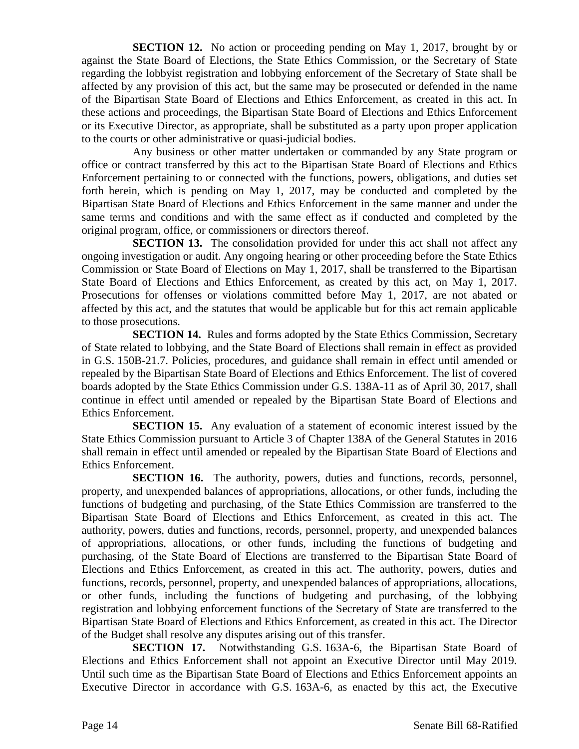**SECTION 12.** No action or proceeding pending on May 1, 2017, brought by or against the State Board of Elections, the State Ethics Commission, or the Secretary of State regarding the lobbyist registration and lobbying enforcement of the Secretary of State shall be affected by any provision of this act, but the same may be prosecuted or defended in the name of the Bipartisan State Board of Elections and Ethics Enforcement, as created in this act. In these actions and proceedings, the Bipartisan State Board of Elections and Ethics Enforcement or its Executive Director, as appropriate, shall be substituted as a party upon proper application to the courts or other administrative or quasi-judicial bodies.

Any business or other matter undertaken or commanded by any State program or office or contract transferred by this act to the Bipartisan State Board of Elections and Ethics Enforcement pertaining to or connected with the functions, powers, obligations, and duties set forth herein, which is pending on May 1, 2017, may be conducted and completed by the Bipartisan State Board of Elections and Ethics Enforcement in the same manner and under the same terms and conditions and with the same effect as if conducted and completed by the original program, office, or commissioners or directors thereof.

**SECTION 13.** The consolidation provided for under this act shall not affect any ongoing investigation or audit. Any ongoing hearing or other proceeding before the State Ethics Commission or State Board of Elections on May 1, 2017, shall be transferred to the Bipartisan State Board of Elections and Ethics Enforcement, as created by this act, on May 1, 2017. Prosecutions for offenses or violations committed before May 1, 2017, are not abated or affected by this act, and the statutes that would be applicable but for this act remain applicable to those prosecutions.

**SECTION 14.** Rules and forms adopted by the State Ethics Commission, Secretary of State related to lobbying, and the State Board of Elections shall remain in effect as provided in G.S. 150B-21.7. Policies, procedures, and guidance shall remain in effect until amended or repealed by the Bipartisan State Board of Elections and Ethics Enforcement. The list of covered boards adopted by the State Ethics Commission under G.S. 138A-11 as of April 30, 2017, shall continue in effect until amended or repealed by the Bipartisan State Board of Elections and Ethics Enforcement.

**SECTION 15.** Any evaluation of a statement of economic interest issued by the State Ethics Commission pursuant to Article 3 of Chapter 138A of the General Statutes in 2016 shall remain in effect until amended or repealed by the Bipartisan State Board of Elections and Ethics Enforcement.

**SECTION 16.** The authority, powers, duties and functions, records, personnel, property, and unexpended balances of appropriations, allocations, or other funds, including the functions of budgeting and purchasing, of the State Ethics Commission are transferred to the Bipartisan State Board of Elections and Ethics Enforcement, as created in this act. The authority, powers, duties and functions, records, personnel, property, and unexpended balances of appropriations, allocations, or other funds, including the functions of budgeting and purchasing, of the State Board of Elections are transferred to the Bipartisan State Board of Elections and Ethics Enforcement, as created in this act. The authority, powers, duties and functions, records, personnel, property, and unexpended balances of appropriations, allocations, or other funds, including the functions of budgeting and purchasing, of the lobbying registration and lobbying enforcement functions of the Secretary of State are transferred to the Bipartisan State Board of Elections and Ethics Enforcement, as created in this act. The Director of the Budget shall resolve any disputes arising out of this transfer.

**SECTION 17.** Notwithstanding G.S. 163A-6, the Bipartisan State Board of Elections and Ethics Enforcement shall not appoint an Executive Director until May 2019. Until such time as the Bipartisan State Board of Elections and Ethics Enforcement appoints an Executive Director in accordance with G.S. 163A-6, as enacted by this act, the Executive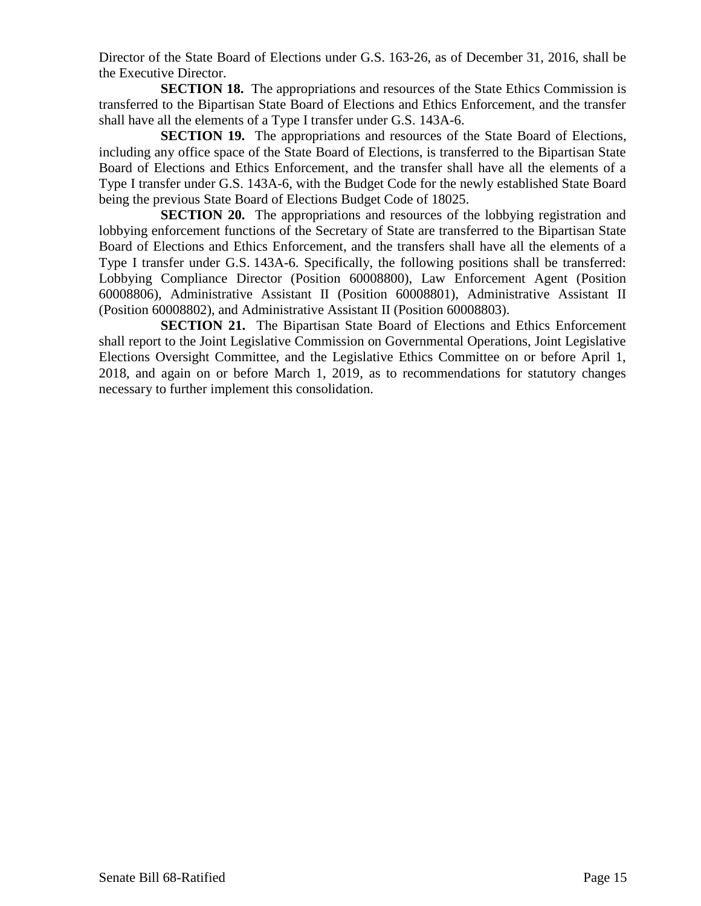Director of the State Board of Elections under G.S. 163-26, as of December 31, 2016, shall be the Executive Director.

**SECTION 18.** The appropriations and resources of the State Ethics Commission is transferred to the Bipartisan State Board of Elections and Ethics Enforcement, and the transfer shall have all the elements of a Type I transfer under G.S. 143A-6.

**SECTION 19.** The appropriations and resources of the State Board of Elections, including any office space of the State Board of Elections, is transferred to the Bipartisan State Board of Elections and Ethics Enforcement, and the transfer shall have all the elements of a Type I transfer under G.S. 143A-6, with the Budget Code for the newly established State Board being the previous State Board of Elections Budget Code of 18025.

**SECTION 20.** The appropriations and resources of the lobbying registration and lobbying enforcement functions of the Secretary of State are transferred to the Bipartisan State Board of Elections and Ethics Enforcement, and the transfers shall have all the elements of a Type I transfer under G.S. 143A-6. Specifically, the following positions shall be transferred: Lobbying Compliance Director (Position 60008800), Law Enforcement Agent (Position 60008806), Administrative Assistant II (Position 60008801), Administrative Assistant II (Position 60008802), and Administrative Assistant II (Position 60008803).

**SECTION 21.** The Bipartisan State Board of Elections and Ethics Enforcement shall report to the Joint Legislative Commission on Governmental Operations, Joint Legislative Elections Oversight Committee, and the Legislative Ethics Committee on or before April 1, 2018, and again on or before March 1, 2019, as to recommendations for statutory changes necessary to further implement this consolidation.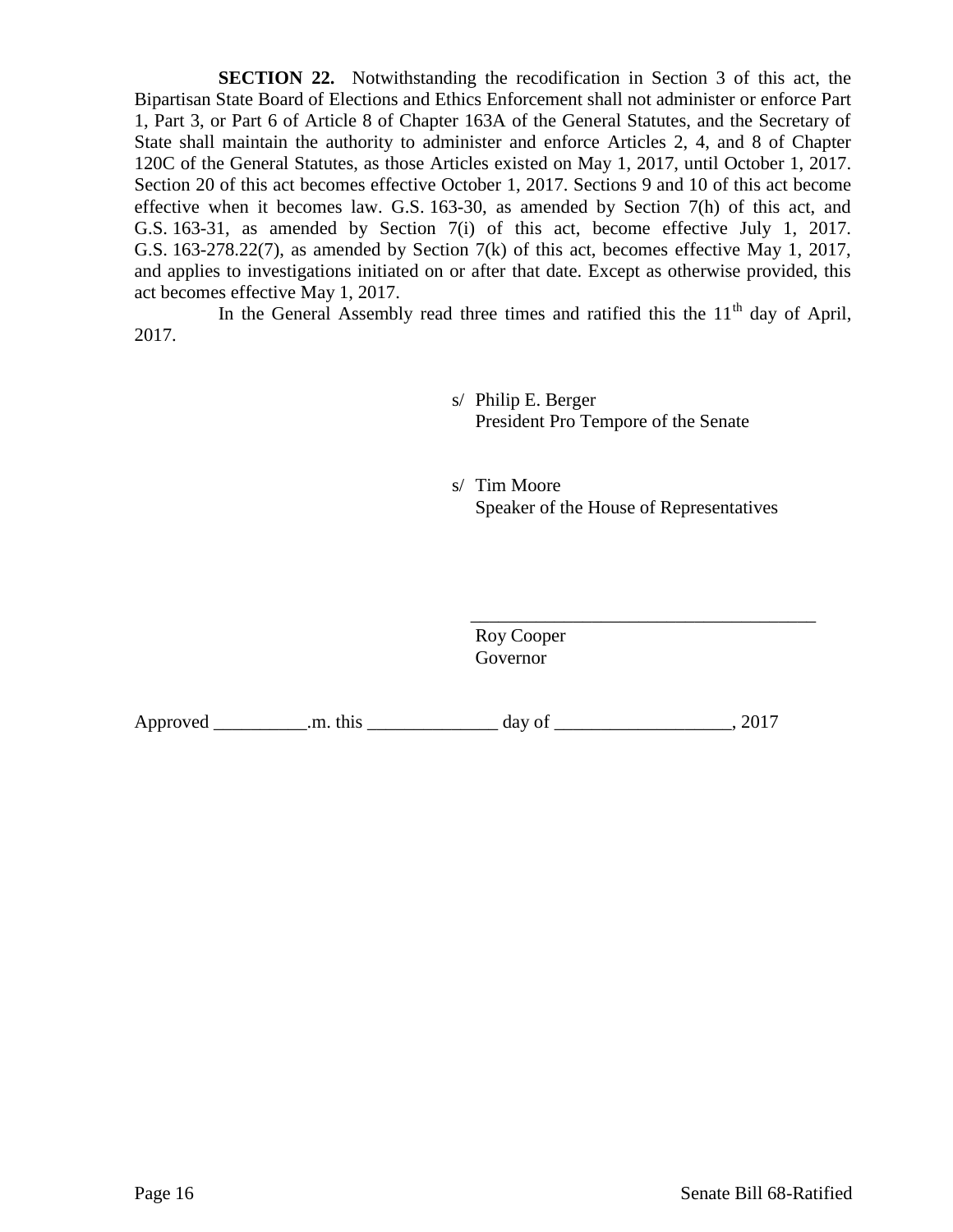**SECTION 22.** Notwithstanding the recodification in Section 3 of this act, the Bipartisan State Board of Elections and Ethics Enforcement shall not administer or enforce Part 1, Part 3, or Part 6 of Article 8 of Chapter 163A of the General Statutes, and the Secretary of State shall maintain the authority to administer and enforce Articles 2, 4, and 8 of Chapter 120C of the General Statutes, as those Articles existed on May 1, 2017, until October 1, 2017. Section 20 of this act becomes effective October 1, 2017. Sections 9 and 10 of this act become effective when it becomes law. G.S. 163-30, as amended by Section 7(h) of this act, and G.S. 163-31, as amended by Section 7(i) of this act, become effective July 1, 2017. G.S. 163-278.22(7), as amended by Section 7(k) of this act, becomes effective May 1, 2017, and applies to investigations initiated on or after that date. Except as otherwise provided, this act becomes effective May 1, 2017.

In the General Assembly read three times and ratified this the 11th day of April, 2017.

s/ Philip E. Berger
President Pro Tempore of the Senate

s/ Tim Moore
Speaker of the House of Representatives

______________________________________
Roy Cooper
Governor

Approved __________.m. this ______________ day of ___________________, 2017